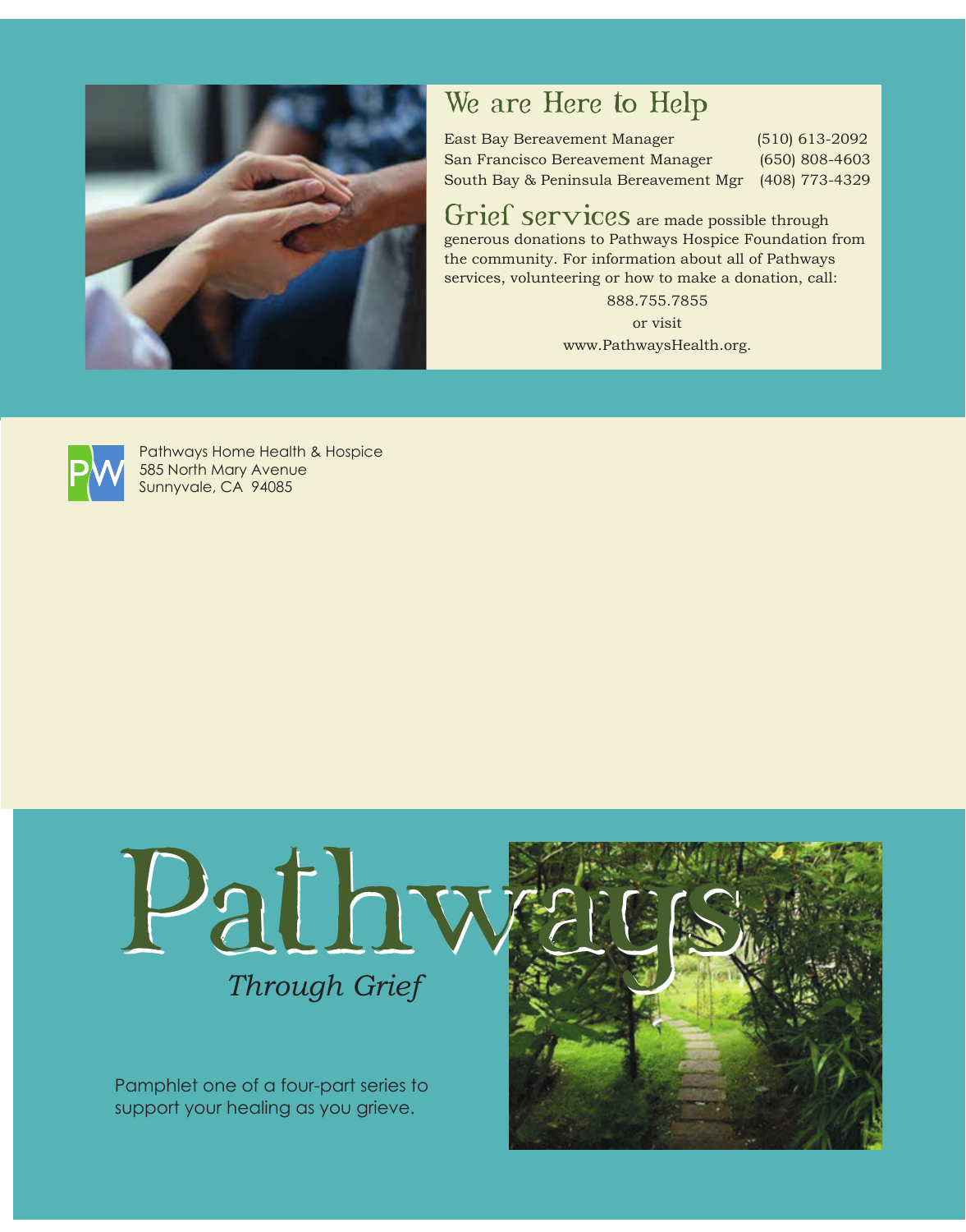## We are Here to Help

| | |
|---|---|
| East Bay Bereavement Manager | (510) 613-2092 |
| San Francisco Bereavement Manager | (650) 808-4603 |
| South Bay & Peninsula Bereavement Mgr | (408) 773-4329 |

**Grief services** are made possible through generous donations to Pathways Hospice Foundation from the community. For information about all of Pathways services, volunteering or how to make a donation, call:

888.755.7855

or visit

www.PathwaysHealth.org.

Pathways Home Health & Hospice
585 North Mary Avenue
Sunnyvale, CA 94085

# Pathways

*Through Grief*

Pamphlet one of a four-part series to support your healing as you grieve.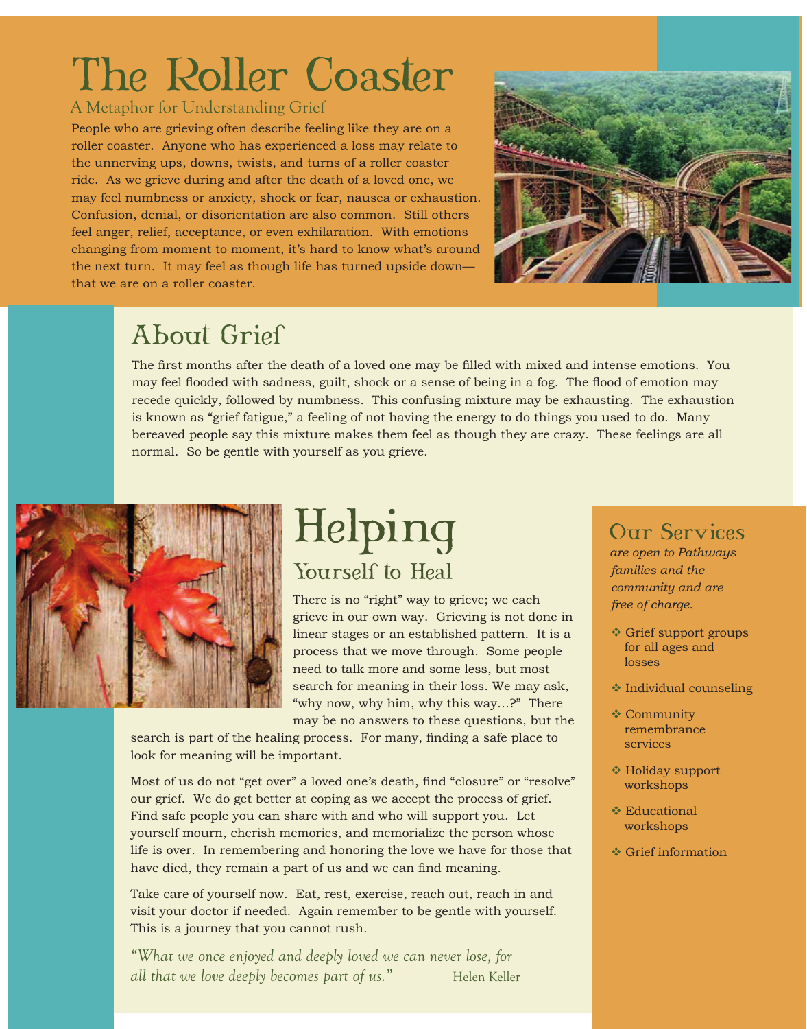# The Roller Coaster

A Metaphor for Understanding Grief

People who are grieving often describe feeling like they are on a roller coaster. Anyone who has experienced a loss may relate to the unnerving ups, downs, twists, and turns of a roller coaster ride. As we grieve during and after the death of a loved one, we may feel numbness or anxiety, shock or fear, nausea or exhaustion. Confusion, denial, or disorientation are also common. Still others feel anger, relief, acceptance, or even exhilaration. With emotions changing from moment to moment, it's hard to know what's around the next turn. It may feel as though life has turned upside down—that we are on a roller coaster.

## About Grief

The first months after the death of a loved one may be filled with mixed and intense emotions. You may feel flooded with sadness, guilt, shock or a sense of being in a fog. The flood of emotion may recede quickly, followed by numbness. This confusing mixture may be exhausting. The exhaustion is known as "grief fatigue," a feeling of not having the energy to do things you used to do. Many bereaved people say this mixture makes them feel as though they are crazy. These feelings are all normal. So be gentle with yourself as you grieve.

# Helping

## Yourself to Heal

There is no "right" way to grieve; we each grieve in our own way. Grieving is not done in linear stages or an established pattern. It is a process that we move through. Some people need to talk more and some less, but most search for meaning in their loss. We may ask, "why now, why him, why this way…?" There may be no answers to these questions, but the search is part of the healing process. For many, finding a safe place to look for meaning will be important.

Most of us do not "get over" a loved one's death, find "closure" or "resolve" our grief. We do get better at coping as we accept the process of grief. Find safe people you can share with and who will support you. Let yourself mourn, cherish memories, and memorialize the person whose life is over. In remembering and honoring the love we have for those that have died, they remain a part of us and we can find meaning.

Take care of yourself now. Eat, rest, exercise, reach out, reach in and visit your doctor if needed. Again remember to be gentle with yourself. This is a journey that you cannot rush.

*"What we once enjoyed and deeply loved we can never lose, for all that we love deeply becomes part of us."* Helen Keller

## Our Services

*are open to Pathways families and the community and are free of charge.*

- Grief support groups for all ages and losses
- Individual counseling
- Community remembrance services
- Holiday support workshops
- Educational workshops
- Grief information